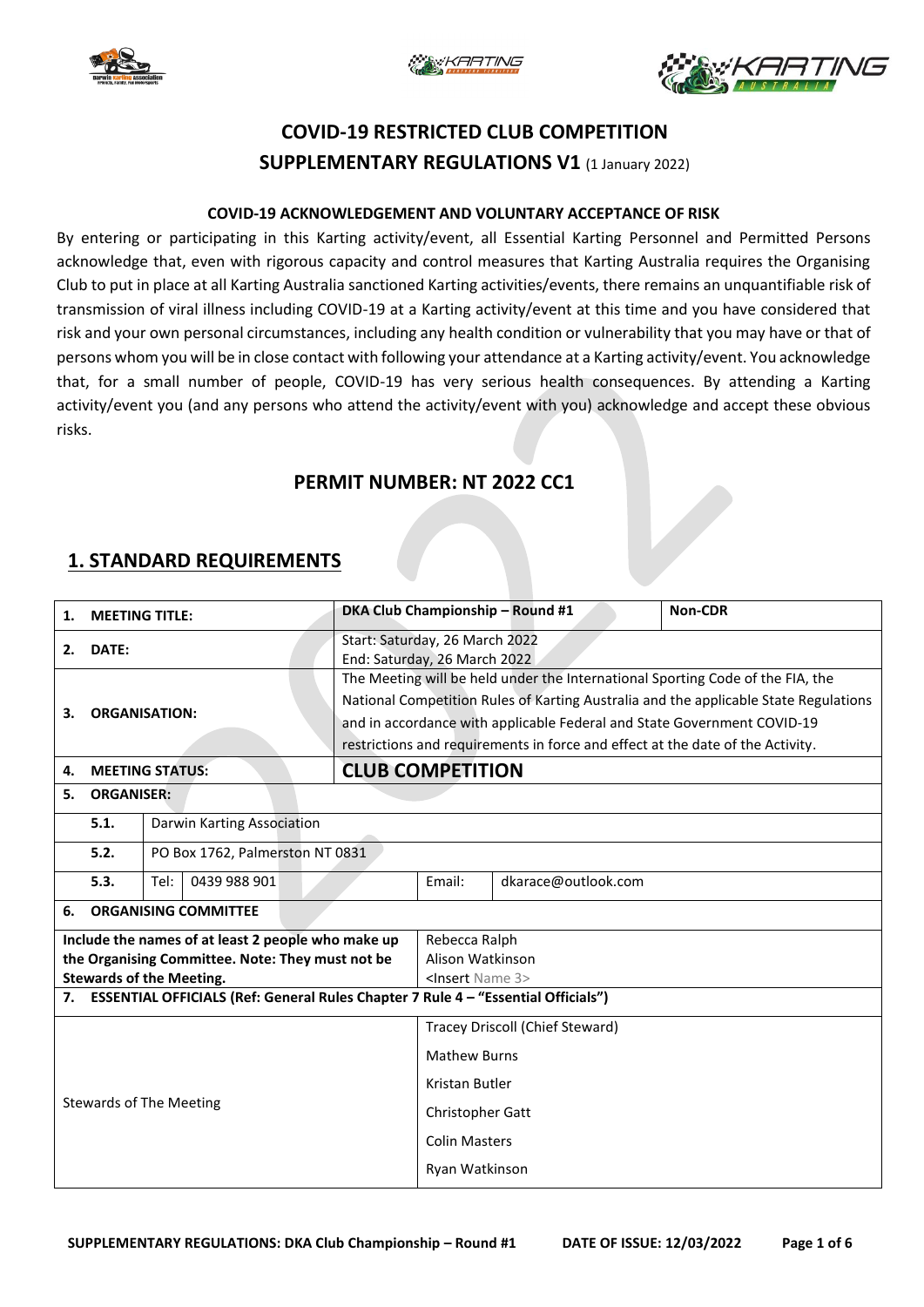# COVID-19 RESTRICTED CLUB COMPETITION

## SUPPLEMENTARY REGULATIONS V1 (1 January 2022)

**COVID-19 ACKNOWLEDGEMENT AND VOLUNTARY ACCEPTANCE OF RISK**

By entering or participating in this Karting activity/event, all Essential Karting Personnel and Permitted Persons acknowledge that, even with rigorous capacity and control measures that Karting Australia requires the Organising Club to put in place at all Karting Australia sanctioned Karting activities/events, there remains an unquantifiable risk of transmission of viral illness including COVID-19 at a Karting activity/event at this time and you have considered that risk and your own personal circumstances, including any health condition or vulnerability that you may have or that of persons whom you will be in close contact with following your attendance at a Karting activity/event. You acknowledge that, for a small number of people, COVID-19 has very serious health consequences. By attending a Karting activity/event you (and any persons who attend the activity/event with you) acknowledge and accept these obvious risks.

## PERMIT NUMBER: NT 2022 CC1

## 1. STANDARD REQUIREMENTS

| | | |
|---|---|---|
| **1. MEETING TITLE:** | **DKA Club Championship – Round #1** | **Non-CDR** |
| **2. DATE:** | Start: Saturday, 26 March 2022<br>End: Saturday, 26 March 2022 | |
| **3. ORGANISATION:** | The Meeting will be held under the International Sporting Code of the FIA, the National Competition Rules of Karting Australia and the applicable State Regulations and in accordance with applicable Federal and State Government COVID-19 restrictions and requirements in force and effect at the date of the Activity. | |
| **4. MEETING STATUS:** | **CLUB COMPETITION** | |

| | | | | |
|---|---|---|---|---|
| **5. ORGANISER:** | | | | |
| **5.1.** | Darwin Karting Association | | | |
| **5.2.** | PO Box 1762, Palmerston NT 0831 | | | |
| **5.3.** | Tel: 0439 988 901 | | Email: | dkarace@outlook.com |

| | |
|---|---|
| **6. ORGANISING COMMITTEE** | |
| **Include the names of at least 2 people who make up the Organising Committee. Note: They must not be Stewards of the Meeting.** | Rebecca Ralph<br>Alison Watkinson<br><Insert Name 3> |
| **7. ESSENTIAL OFFICIALS (Ref: General Rules Chapter 7 Rule 4 – "Essential Officials")** | |
| Stewards of The Meeting | Tracey Driscoll (Chief Steward)<br>Mathew Burns<br>Kristan Butler<br>Christopher Gatt<br>Colin Masters<br>Ryan Watkinson |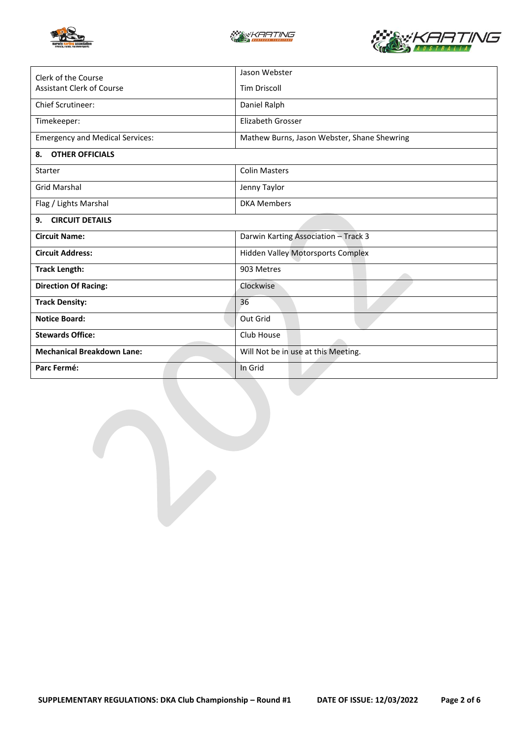| | |
|---|---|
| Clerk of the Course<br>Assistant Clerk of Course | Jason Webster<br>Tim Driscoll |
| Chief Scrutineer: | Daniel Ralph |
| Timekeeper: | Elizabeth Grosser |
| Emergency and Medical Services: | Mathew Burns, Jason Webster, Shane Shewring |
| **8. OTHER OFFICIALS** | |
| Starter | Colin Masters |
| Grid Marshal | Jenny Taylor |
| Flag / Lights Marshal | DKA Members |
| **9. CIRCUIT DETAILS** | |
| **Circuit Name:** | Darwin Karting Association – Track 3 |
| **Circuit Address:** | Hidden Valley Motorsports Complex |
| **Track Length:** | 903 Metres |
| **Direction Of Racing:** | Clockwise |
| **Track Density:** | 36 |
| **Notice Board:** | Out Grid |
| **Stewards Office:** | Club House |
| **Mechanical Breakdown Lane:** | Will Not be in use at this Meeting. |
| **Parc Fermé:** | In Grid |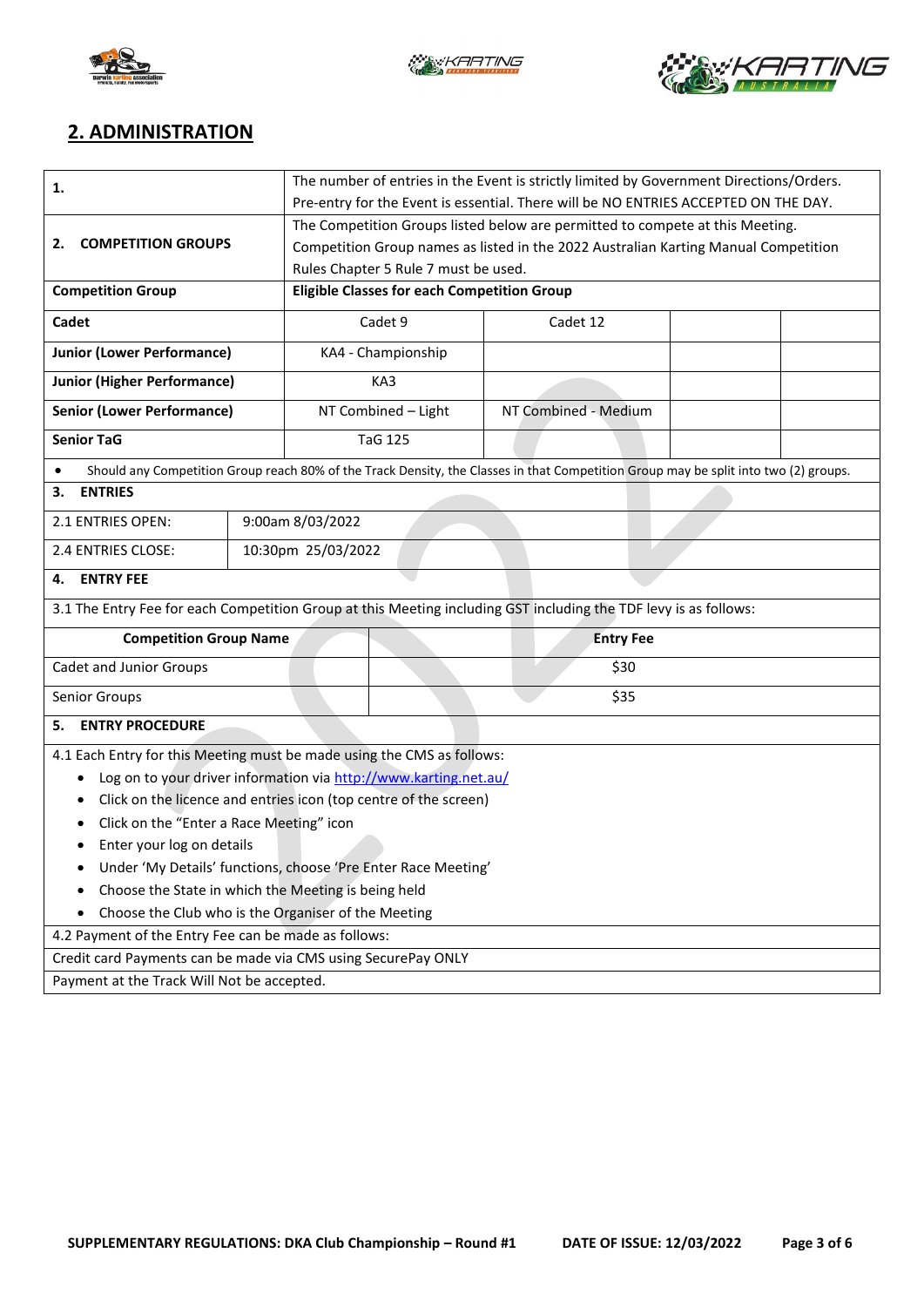## 2. ADMINISTRATION

| | | | | |
|---|---|---|---|---|
| **1.** | The number of entries in the Event is strictly limited by Government Directions/Orders. Pre-entry for the Event is essential. There will be NO ENTRIES ACCEPTED ON THE DAY. | | | |
| **2. COMPETITION GROUPS** | The Competition Groups listed below are permitted to compete at this Meeting. Competition Group names as listed in the 2022 Australian Karting Manual Competition Rules Chapter 5 Rule 7 must be used. | | | |
| **Competition Group** | **Eligible Classes for each Competition Group** | | | |
| **Cadet** | Cadet 9 | Cadet 12 | | |
| **Junior (Lower Performance)** | KA4 - Championship | | | |
| **Junior (Higher Performance)** | KA3 | | | |
| **Senior (Lower Performance)** | NT Combined – Light | NT Combined - Medium | | |
| **Senior TaG** | TaG 125 | | | |

- Should any Competition Group reach 80% of the Track Density, the Classes in that Competition Group may be split into two (2) groups.

**3. ENTRIES**

| | |
|---|---|
| 2.1 ENTRIES OPEN: | 9:00am 8/03/2022 |
| 2.4 ENTRIES CLOSE: | 10:30pm 25/03/2022 |

**4. ENTRY FEE**

3.1 The Entry Fee for each Competition Group at this Meeting including GST including the TDF levy is as follows:

| Competition Group Name | Entry Fee |
|---|---|
| Cadet and Junior Groups | $30 |
| Senior Groups | $35 |

**5. ENTRY PROCEDURE**

4.1 Each Entry for this Meeting must be made using the CMS as follows:

- Log on to your driver information via http://www.karting.net.au/
- Click on the licence and entries icon (top centre of the screen)
- Click on the "Enter a Race Meeting" icon
- Enter your log on details
- Under 'My Details' functions, choose 'Pre Enter Race Meeting'
- Choose the State in which the Meeting is being held
- Choose the Club who is the Organiser of the Meeting

4.2 Payment of the Entry Fee can be made as follows:

Credit card Payments can be made via CMS using SecurePay ONLY

Payment at the Track Will Not be accepted.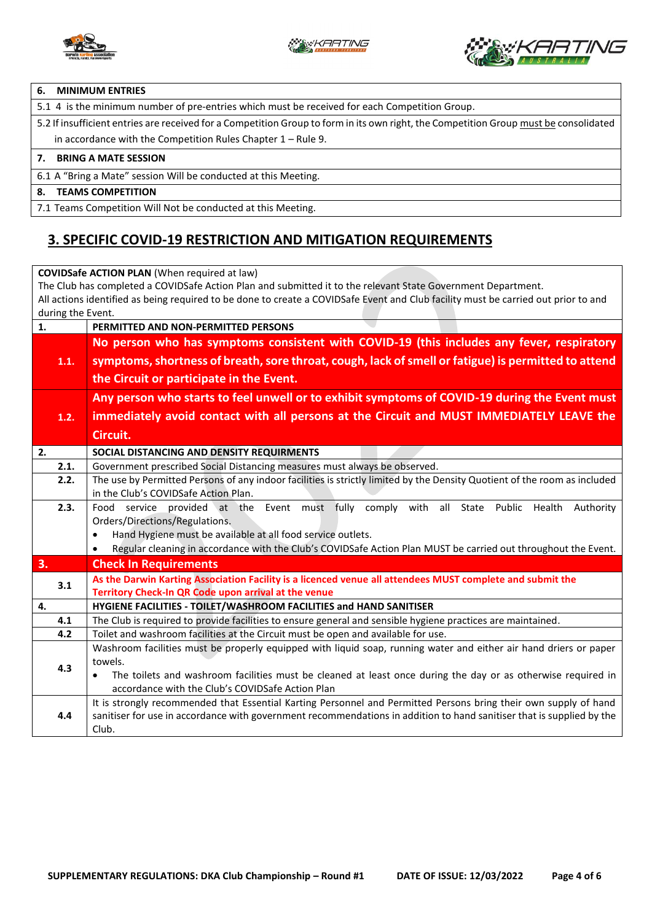| **6. MINIMUM ENTRIES** |
|---|
| 5.1 4 is the minimum number of pre-entries which must be received for each Competition Group. |
| 5.2 If insufficient entries are received for a Competition Group to form in its own right, the Competition Group must be consolidated in accordance with the Competition Rules Chapter 1 – Rule 9. |
| **7. BRING A MATE SESSION** |
| 6.1 A "Bring a Mate" session Will be conducted at this Meeting. |
| **8. TEAMS COMPETITION** |
| 7.1 Teams Competition Will Not be conducted at this Meeting. |

## 3. SPECIFIC COVID-19 RESTRICTION AND MITIGATION REQUIREMENTS

**COVIDSafe ACTION PLAN** (When required at law)
The Club has completed a COVIDSafe Action Plan and submitted it to the relevant State Government Department.
All actions identified as being required to be done to create a COVIDSafe Event and Club facility must be carried out prior to and during the Event.

| | |
|---|---|
| **1.** | **PERMITTED AND NON-PERMITTED PERSONS** |
| **1.1.** | **No person who has symptoms consistent with COVID-19 (this includes any fever, respiratory symptoms, shortness of breath, sore throat, cough, lack of smell or fatigue) is permitted to attend the Circuit or participate in the Event.** |
| **1.2.** | **Any person who starts to feel unwell or to exhibit symptoms of COVID-19 during the Event must immediately avoid contact with all persons at the Circuit and MUST IMMEDIATELY LEAVE the Circuit.** |
| **2.** | **SOCIAL DISTANCING AND DENSITY REQUIRMENTS** |
| **2.1.** | Government prescribed Social Distancing measures must always be observed. |
| **2.2.** | The use by Permitted Persons of any indoor facilities is strictly limited by the Density Quotient of the room as included in the Club's COVIDSafe Action Plan. |
| **2.3.** | Food service provided at the Event must fully comply with all State Public Health Authority Orders/Directions/Regulations.<br>• Hand Hygiene must be available at all food service outlets.<br>• Regular cleaning in accordance with the Club's COVIDSafe Action Plan MUST be carried out throughout the Event. |
| **3.** | **Check In Requirements** |
| **3.1** | **As the Darwin Karting Association Facility is a licenced venue all attendees MUST complete and submit the Territory Check-In QR Code upon arrival at the venue** |
| **4.** | **HYGIENE FACILITIES - TOILET/WASHROOM FACILITIES and HAND SANITISER** |
| **4.1** | The Club is required to provide facilities to ensure general and sensible hygiene practices are maintained. |
| **4.2** | Toilet and washroom facilities at the Circuit must be open and available for use. |
| **4.3** | Washroom facilities must be properly equipped with liquid soap, running water and either air hand driers or paper towels.<br>• The toilets and washroom facilities must be cleaned at least once during the day or as otherwise required in accordance with the Club's COVIDSafe Action Plan |
| **4.4** | It is strongly recommended that Essential Karting Personnel and Permitted Persons bring their own supply of hand sanitiser for use in accordance with government recommendations in addition to hand sanitiser that is supplied by the Club. |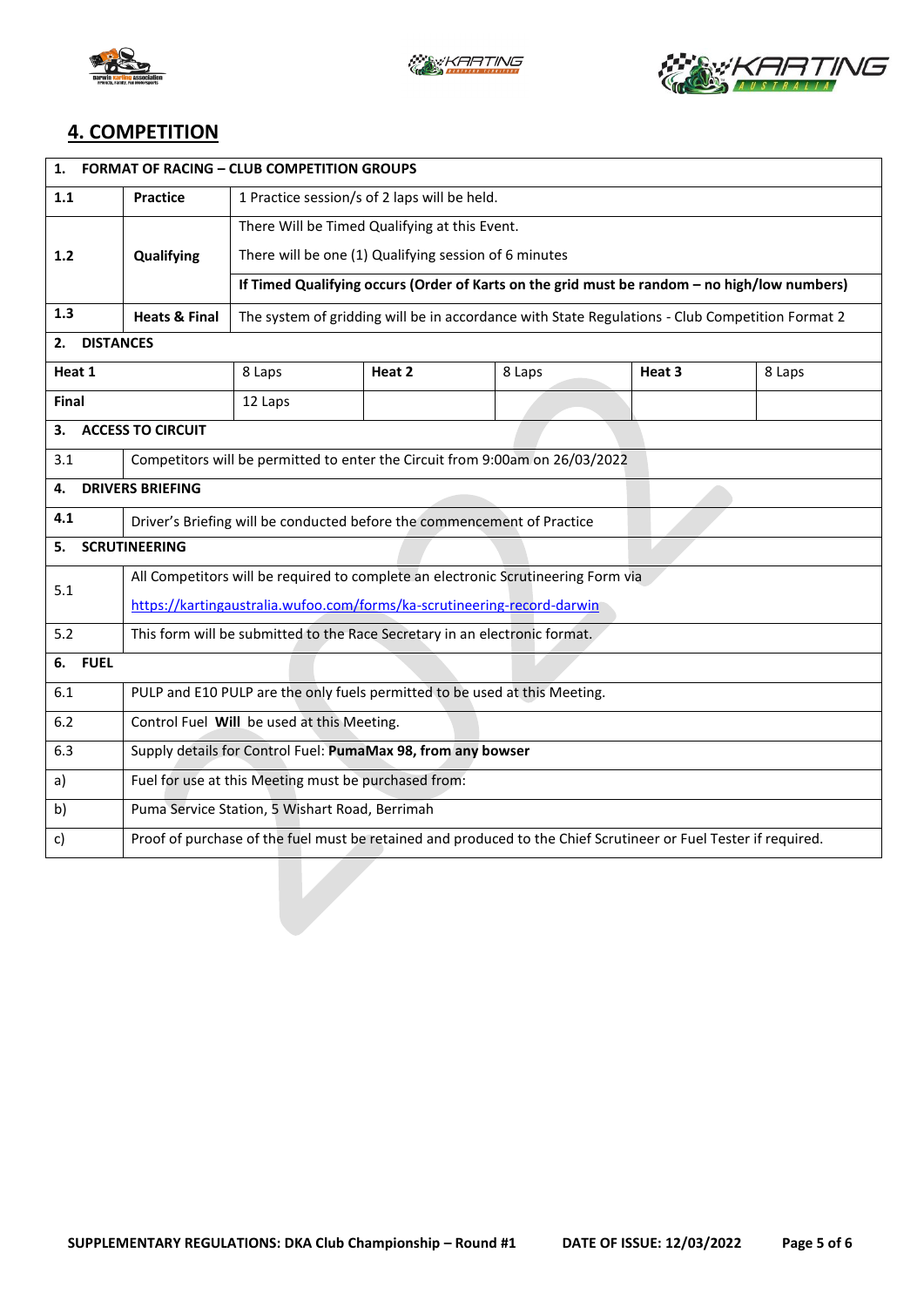## 4. COMPETITION

| 1. FORMAT OF RACING – CLUB COMPETITION GROUPS | | | | | |
|---|---|---|---|---|---|
| 1.1 | Practice | 1 Practice session/s of 2 laps will be held. | | | |
| 1.2 | Qualifying | There Will be Timed Qualifying at this Event.<br>There will be one (1) Qualifying session of 6 minutes<br>**If Timed Qualifying occurs (Order of Karts on the grid must be random – no high/low numbers)** | | | |
| 1.3 | Heats & Final | The system of gridding will be in accordance with State Regulations - Club Competition Format 2 | | | |
| **2. DISTANCES** | | | | | |
| **Heat 1** | 8 Laps | **Heat 2** | 8 Laps | **Heat 3** | 8 Laps |
| **Final** | 12 Laps | | | | |
| **3. ACCESS TO CIRCUIT** | | | | | |
| 3.1 | Competitors will be permitted to enter the Circuit from 9:00am on 26/03/2022 | | | | |
| **4. DRIVERS BRIEFING** | | | | | |
| 4.1 | Driver's Briefing will be conducted before the commencement of Practice | | | | |
| **5. SCRUTINEERING** | | | | | |
| 5.1 | All Competitors will be required to complete an electronic Scrutineering Form via https://kartingaustralia.wufoo.com/forms/ka-scrutineering-record-darwin | | | | |
| 5.2 | This form will be submitted to the Race Secretary in an electronic format. | | | | |
| **6. FUEL** | | | | | |
| 6.1 | PULP and E10 PULP are the only fuels permitted to be used at this Meeting. | | | | |
| 6.2 | Control Fuel **Will** be used at this Meeting. | | | | |
| 6.3 | Supply details for Control Fuel: **PumaMax 98, from any bowser** | | | | |
| a) | Fuel for use at this Meeting must be purchased from: | | | | |
| b) | Puma Service Station, 5 Wishart Road, Berrimah | | | | |
| c) | Proof of purchase of the fuel must be retained and produced to the Chief Scrutineer or Fuel Tester if required. | | | | |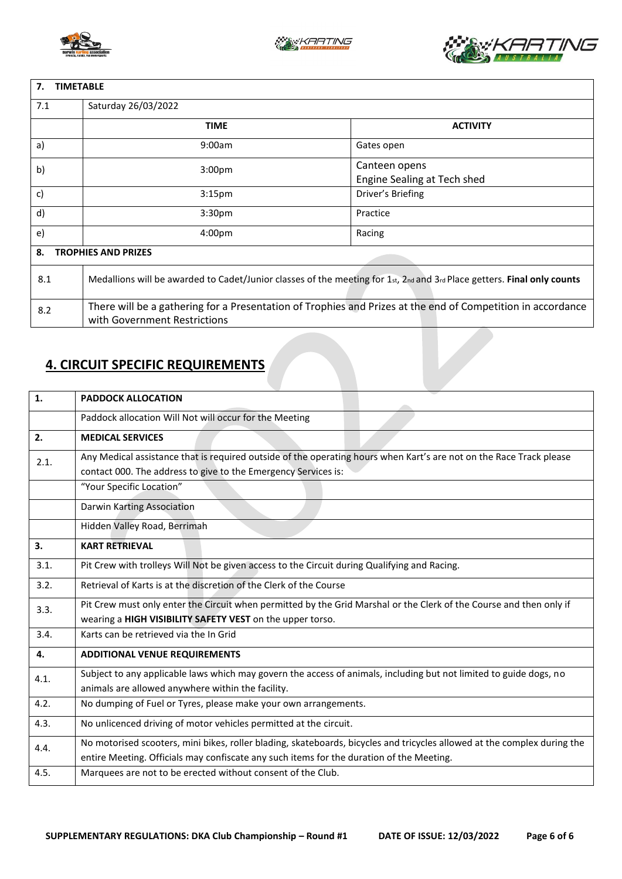| **7.** | **TIMETABLE** | |
|---|---|---|
| 7.1 | Saturday 26/03/2022 | |
| | **TIME** | **ACTIVITY** |
| a) | 9:00am | Gates open |
| b) | 3:00pm | Canteen opens<br>Engine Sealing at Tech shed |
| c) | 3:15pm | Driver's Briefing |
| d) | 3:30pm | Practice |
| e) | 4:00pm | Racing |
| **8.** | **TROPHIES AND PRIZES** | |
| 8.1 | Medallions will be awarded to Cadet/Junior classes of the meeting for 1st, 2nd and 3rd Place getters. **Final only counts** | |
| 8.2 | There will be a gathering for a Presentation of Trophies and Prizes at the end of Competition in accordance with Government Restrictions | |

## 4. CIRCUIT SPECIFIC REQUIREMENTS

| **1.** | **PADDOCK ALLOCATION** |
|---|---|
| | Paddock allocation Will Not will occur for the Meeting |
| **2.** | **MEDICAL SERVICES** |
| 2.1. | Any Medical assistance that is required outside of the operating hours when Kart's are not on the Race Track please contact 000. The address to give to the Emergency Services is: |
| | "Your Specific Location" |
| | Darwin Karting Association |
| | Hidden Valley Road, Berrimah |
| **3.** | **KART RETRIEVAL** |
| 3.1. | Pit Crew with trolleys Will Not be given access to the Circuit during Qualifying and Racing. |
| 3.2. | Retrieval of Karts is at the discretion of the Clerk of the Course |
| 3.3. | Pit Crew must only enter the Circuit when permitted by the Grid Marshal or the Clerk of the Course and then only if wearing a **HIGH VISIBILITY SAFETY VEST** on the upper torso. |
| 3.4. | Karts can be retrieved via the In Grid |
| **4.** | **ADDITIONAL VENUE REQUIREMENTS** |
| 4.1. | Subject to any applicable laws which may govern the access of animals, including but not limited to guide dogs, no animals are allowed anywhere within the facility. |
| 4.2. | No dumping of Fuel or Tyres, please make your own arrangements. |
| 4.3. | No unlicenced driving of motor vehicles permitted at the circuit. |
| 4.4. | No motorised scooters, mini bikes, roller blading, skateboards, bicycles and tricycles allowed at the complex during the entire Meeting. Officials may confiscate any such items for the duration of the Meeting. |
| 4.5. | Marquees are not to be erected without consent of the Club. |